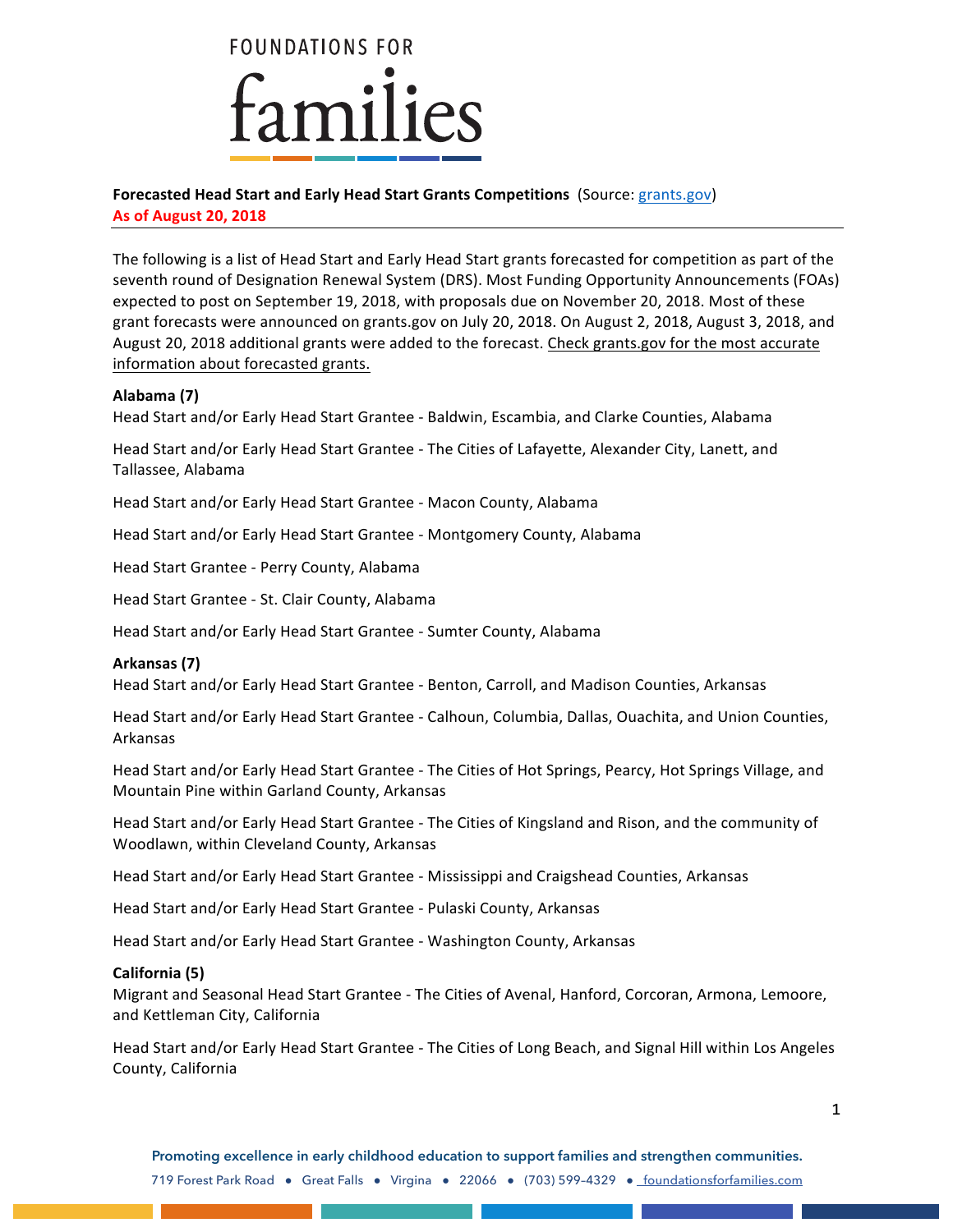# FOUNDATIONS FOR families

**Forecasted Head Start and Early Head Start Grants Competitions** (Source: grants.gov)
**As of August 20, 2018**

The following is a list of Head Start and Early Head Start grants forecasted for competition as part of the seventh round of Designation Renewal System (DRS). Most Funding Opportunity Announcements (FOAs) expected to post on September 19, 2018, with proposals due on November 20, 2018. Most of these grant forecasts were announced on grants.gov on July 20, 2018. On August 2, 2018, August 3, 2018, and August 20, 2018 additional grants were added to the forecast. Check grants.gov for the most accurate information about forecasted grants.

**Alabama (7)**

Head Start and/or Early Head Start Grantee - Baldwin, Escambia, and Clarke Counties, Alabama

Head Start and/or Early Head Start Grantee - The Cities of Lafayette, Alexander City, Lanett, and Tallassee, Alabama

Head Start and/or Early Head Start Grantee - Macon County, Alabama

Head Start and/or Early Head Start Grantee - Montgomery County, Alabama

Head Start Grantee - Perry County, Alabama

Head Start Grantee - St. Clair County, Alabama

Head Start and/or Early Head Start Grantee - Sumter County, Alabama

**Arkansas (7)**

Head Start and/or Early Head Start Grantee - Benton, Carroll, and Madison Counties, Arkansas

Head Start and/or Early Head Start Grantee - Calhoun, Columbia, Dallas, Ouachita, and Union Counties, Arkansas

Head Start and/or Early Head Start Grantee - The Cities of Hot Springs, Pearcy, Hot Springs Village, and Mountain Pine within Garland County, Arkansas

Head Start and/or Early Head Start Grantee - The Cities of Kingsland and Rison, and the community of Woodlawn, within Cleveland County, Arkansas

Head Start and/or Early Head Start Grantee - Mississippi and Craigshead Counties, Arkansas

Head Start and/or Early Head Start Grantee - Pulaski County, Arkansas

Head Start and/or Early Head Start Grantee - Washington County, Arkansas

**California (5)**

Migrant and Seasonal Head Start Grantee - The Cities of Avenal, Hanford, Corcoran, Armona, Lemoore, and Kettleman City, California

Head Start and/or Early Head Start Grantee - The Cities of Long Beach, and Signal Hill within Los Angeles County, California

Promoting excellence in early childhood education to support families and strengthen communities.

719 Forest Park Road • Great Falls • Virgina • 22066 • (703) 599-4329 • foundationsforfamilies.com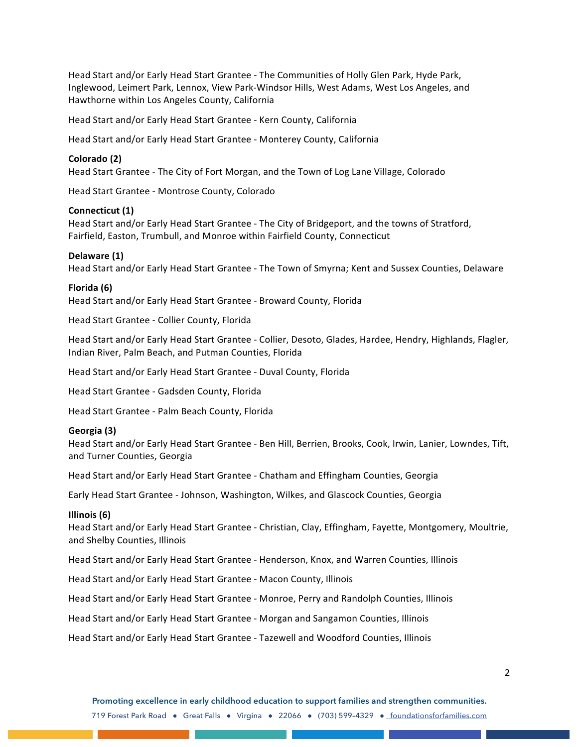Head Start and/or Early Head Start Grantee - The Communities of Holly Glen Park, Hyde Park, Inglewood, Leimert Park, Lennox, View Park-Windsor Hills, West Adams, West Los Angeles, and Hawthorne within Los Angeles County, California

Head Start and/or Early Head Start Grantee - Kern County, California

Head Start and/or Early Head Start Grantee - Monterey County, California

**Colorado (2)**

Head Start Grantee - The City of Fort Morgan, and the Town of Log Lane Village, Colorado

Head Start Grantee - Montrose County, Colorado

**Connecticut (1)**

Head Start and/or Early Head Start Grantee - The City of Bridgeport, and the towns of Stratford, Fairfield, Easton, Trumbull, and Monroe within Fairfield County, Connecticut

**Delaware (1)**

Head Start and/or Early Head Start Grantee - The Town of Smyrna; Kent and Sussex Counties, Delaware

**Florida (6)**

Head Start and/or Early Head Start Grantee - Broward County, Florida

Head Start Grantee - Collier County, Florida

Head Start and/or Early Head Start Grantee - Collier, Desoto, Glades, Hardee, Hendry, Highlands, Flagler, Indian River, Palm Beach, and Putman Counties, Florida

Head Start and/or Early Head Start Grantee - Duval County, Florida

Head Start Grantee - Gadsden County, Florida

Head Start Grantee - Palm Beach County, Florida

**Georgia (3)**

Head Start and/or Early Head Start Grantee - Ben Hill, Berrien, Brooks, Cook, Irwin, Lanier, Lowndes, Tift, and Turner Counties, Georgia

Head Start and/or Early Head Start Grantee - Chatham and Effingham Counties, Georgia

Early Head Start Grantee - Johnson, Washington, Wilkes, and Glascock Counties, Georgia

**Illinois (6)**

Head Start and/or Early Head Start Grantee - Christian, Clay, Effingham, Fayette, Montgomery, Moultrie, and Shelby Counties, Illinois

Head Start and/or Early Head Start Grantee - Henderson, Knox, and Warren Counties, Illinois

Head Start and/or Early Head Start Grantee - Macon County, Illinois

Head Start and/or Early Head Start Grantee - Monroe, Perry and Randolph Counties, Illinois

Head Start and/or Early Head Start Grantee - Morgan and Sangamon Counties, Illinois

Head Start and/or Early Head Start Grantee - Tazewell and Woodford Counties, Illinois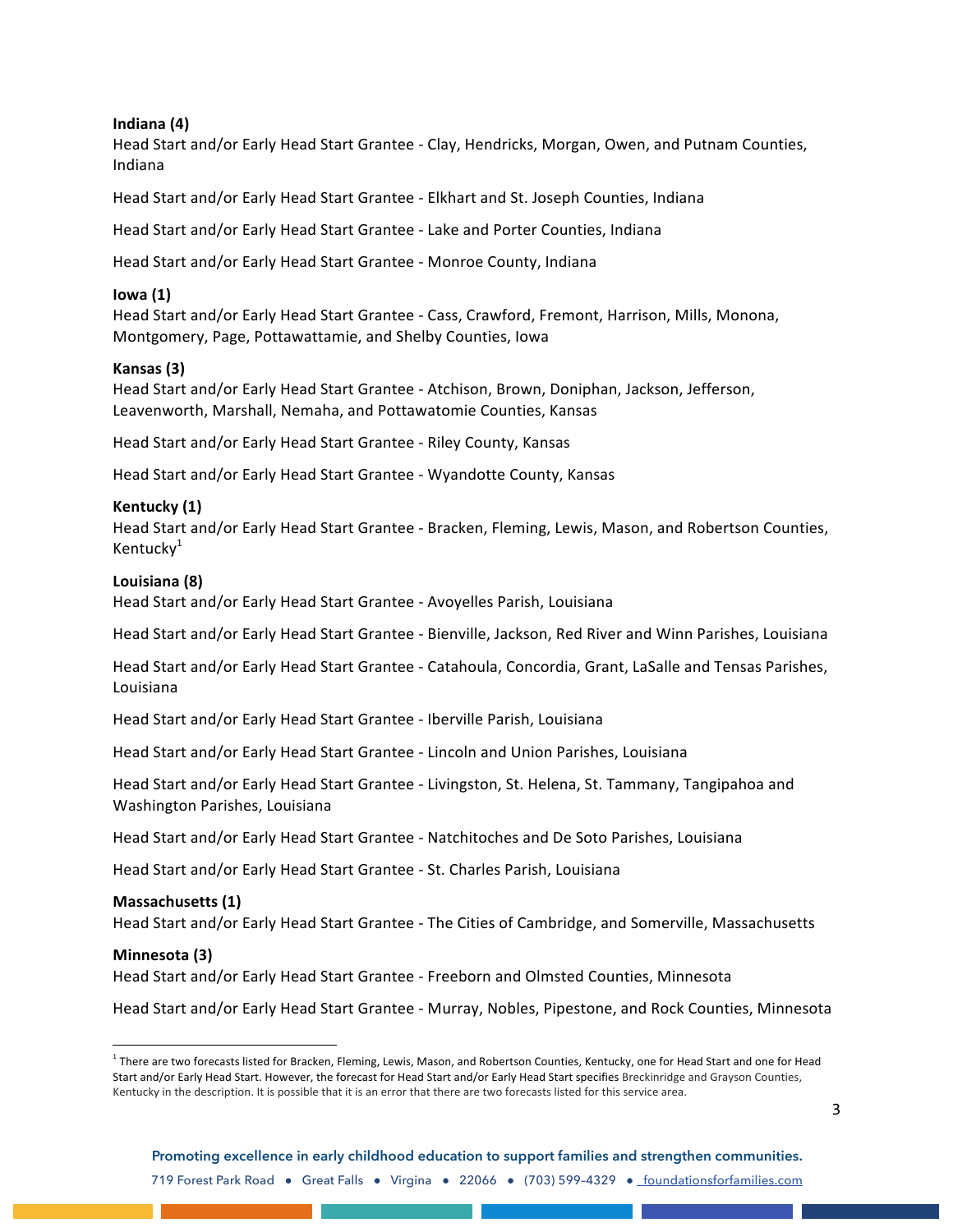**Indiana (4)**

Head Start and/or Early Head Start Grantee - Clay, Hendricks, Morgan, Owen, and Putnam Counties, Indiana

Head Start and/or Early Head Start Grantee - Elkhart and St. Joseph Counties, Indiana

Head Start and/or Early Head Start Grantee - Lake and Porter Counties, Indiana

Head Start and/or Early Head Start Grantee - Monroe County, Indiana

**Iowa (1)**

Head Start and/or Early Head Start Grantee - Cass, Crawford, Fremont, Harrison, Mills, Monona, Montgomery, Page, Pottawattamie, and Shelby Counties, Iowa

**Kansas (3)**

Head Start and/or Early Head Start Grantee - Atchison, Brown, Doniphan, Jackson, Jefferson, Leavenworth, Marshall, Nemaha, and Pottawatomie Counties, Kansas

Head Start and/or Early Head Start Grantee - Riley County, Kansas

Head Start and/or Early Head Start Grantee - Wyandotte County, Kansas

**Kentucky (1)**

Head Start and/or Early Head Start Grantee - Bracken, Fleming, Lewis, Mason, and Robertson Counties, Kentucky[1]

**Louisiana (8)**

Head Start and/or Early Head Start Grantee - Avoyelles Parish, Louisiana

Head Start and/or Early Head Start Grantee - Bienville, Jackson, Red River and Winn Parishes, Louisiana

Head Start and/or Early Head Start Grantee - Catahoula, Concordia, Grant, LaSalle and Tensas Parishes, Louisiana

Head Start and/or Early Head Start Grantee - Iberville Parish, Louisiana

Head Start and/or Early Head Start Grantee - Lincoln and Union Parishes, Louisiana

Head Start and/or Early Head Start Grantee - Livingston, St. Helena, St. Tammany, Tangipahoa and Washington Parishes, Louisiana

Head Start and/or Early Head Start Grantee - Natchitoches and De Soto Parishes, Louisiana

Head Start and/or Early Head Start Grantee - St. Charles Parish, Louisiana

**Massachusetts (1)**

Head Start and/or Early Head Start Grantee - The Cities of Cambridge, and Somerville, Massachusetts

**Minnesota (3)**

Head Start and/or Early Head Start Grantee - Freeborn and Olmsted Counties, Minnesota

Head Start and/or Early Head Start Grantee - Murray, Nobles, Pipestone, and Rock Counties, Minnesota

---

[1] There are two forecasts listed for Bracken, Fleming, Lewis, Mason, and Robertson Counties, Kentucky, one for Head Start and one for Head Start and/or Early Head Start. However, the forecast for Head Start and/or Early Head Start specifies Breckinridge and Grayson Counties, Kentucky in the description. It is possible that it is an error that there are two forecasts listed for this service area.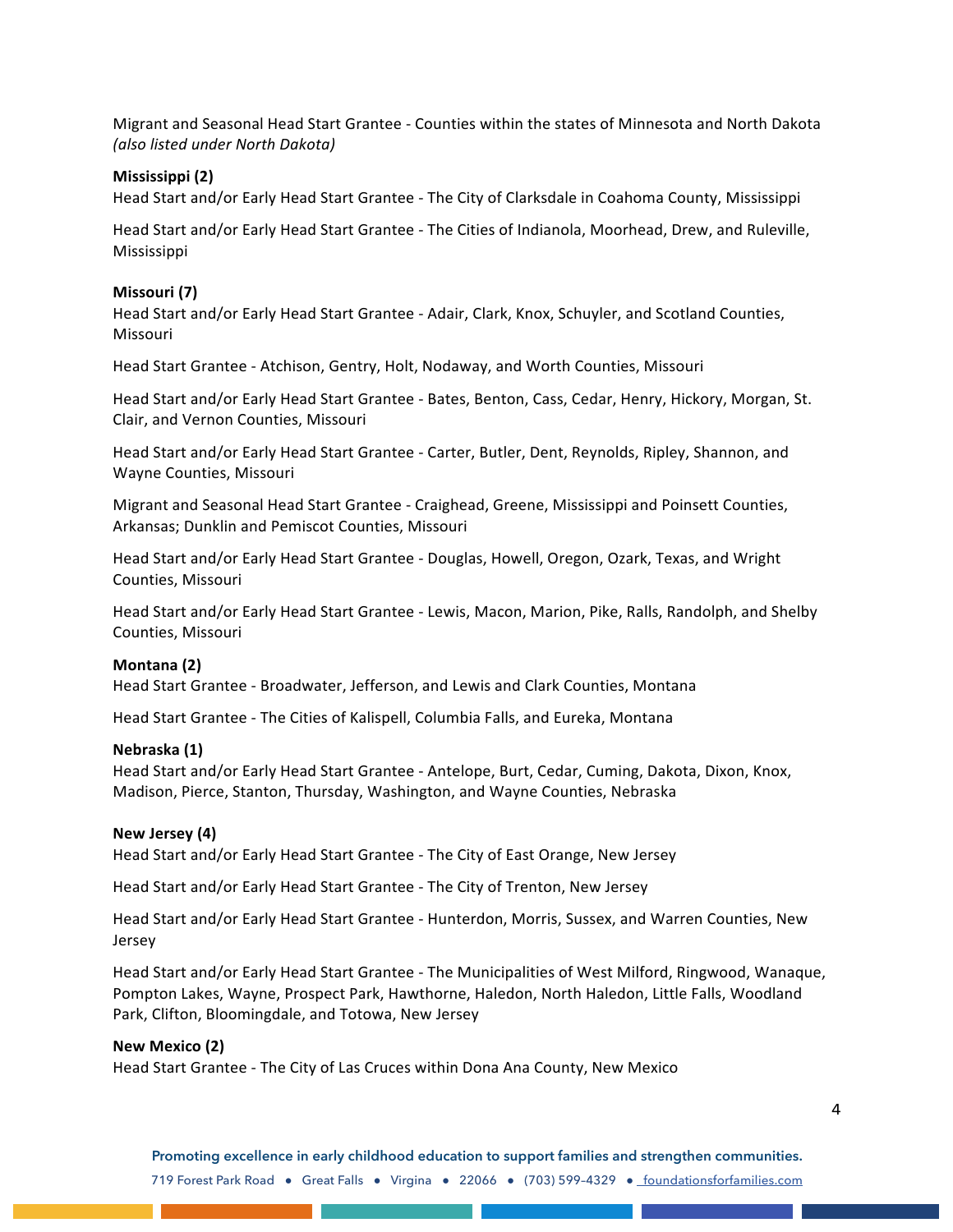Migrant and Seasonal Head Start Grantee - Counties within the states of Minnesota and North Dakota *(also listed under North Dakota)*

**Mississippi (2)**

Head Start and/or Early Head Start Grantee - The City of Clarksdale in Coahoma County, Mississippi

Head Start and/or Early Head Start Grantee - The Cities of Indianola, Moorhead, Drew, and Ruleville, Mississippi

**Missouri (7)**

Head Start and/or Early Head Start Grantee - Adair, Clark, Knox, Schuyler, and Scotland Counties, Missouri

Head Start Grantee - Atchison, Gentry, Holt, Nodaway, and Worth Counties, Missouri

Head Start and/or Early Head Start Grantee - Bates, Benton, Cass, Cedar, Henry, Hickory, Morgan, St. Clair, and Vernon Counties, Missouri

Head Start and/or Early Head Start Grantee - Carter, Butler, Dent, Reynolds, Ripley, Shannon, and Wayne Counties, Missouri

Migrant and Seasonal Head Start Grantee - Craighead, Greene, Mississippi and Poinsett Counties, Arkansas; Dunklin and Pemiscot Counties, Missouri

Head Start and/or Early Head Start Grantee - Douglas, Howell, Oregon, Ozark, Texas, and Wright Counties, Missouri

Head Start and/or Early Head Start Grantee - Lewis, Macon, Marion, Pike, Ralls, Randolph, and Shelby Counties, Missouri

**Montana (2)**

Head Start Grantee - Broadwater, Jefferson, and Lewis and Clark Counties, Montana

Head Start Grantee - The Cities of Kalispell, Columbia Falls, and Eureka, Montana

**Nebraska (1)**

Head Start and/or Early Head Start Grantee - Antelope, Burt, Cedar, Cuming, Dakota, Dixon, Knox, Madison, Pierce, Stanton, Thursday, Washington, and Wayne Counties, Nebraska

**New Jersey (4)**

Head Start and/or Early Head Start Grantee - The City of East Orange, New Jersey

Head Start and/or Early Head Start Grantee - The City of Trenton, New Jersey

Head Start and/or Early Head Start Grantee - Hunterdon, Morris, Sussex, and Warren Counties, New Jersey

Head Start and/or Early Head Start Grantee - The Municipalities of West Milford, Ringwood, Wanaque, Pompton Lakes, Wayne, Prospect Park, Hawthorne, Haledon, North Haledon, Little Falls, Woodland Park, Clifton, Bloomingdale, and Totowa, New Jersey

**New Mexico (2)**

Head Start Grantee - The City of Las Cruces within Dona Ana County, New Mexico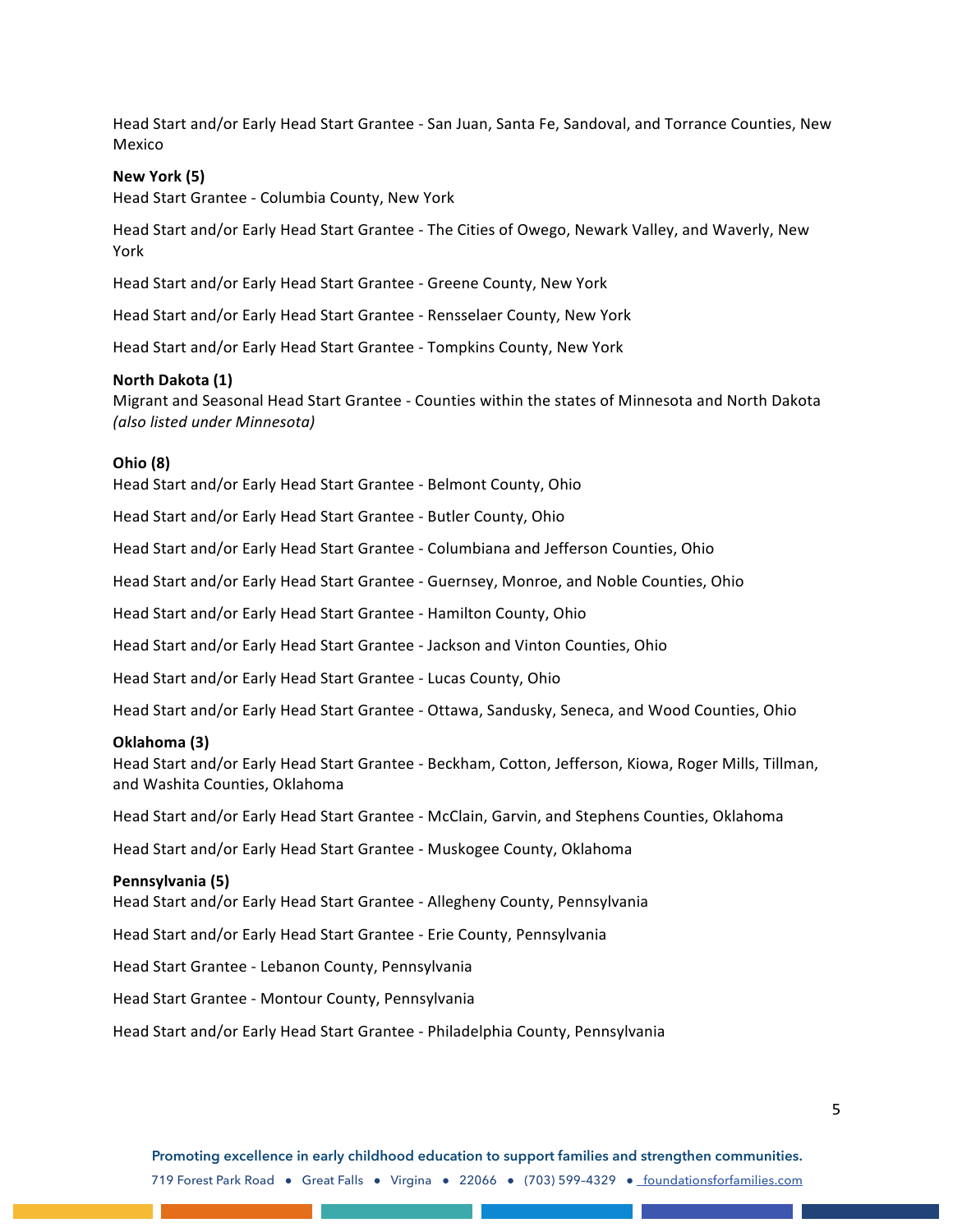Head Start and/or Early Head Start Grantee - San Juan, Santa Fe, Sandoval, and Torrance Counties, New Mexico

**New York (5)**

Head Start Grantee - Columbia County, New York

Head Start and/or Early Head Start Grantee - The Cities of Owego, Newark Valley, and Waverly, New York

Head Start and/or Early Head Start Grantee - Greene County, New York

Head Start and/or Early Head Start Grantee - Rensselaer County, New York

Head Start and/or Early Head Start Grantee - Tompkins County, New York

**North Dakota (1)**

Migrant and Seasonal Head Start Grantee - Counties within the states of Minnesota and North Dakota *(also listed under Minnesota)*

**Ohio (8)**

Head Start and/or Early Head Start Grantee - Belmont County, Ohio

Head Start and/or Early Head Start Grantee - Butler County, Ohio

Head Start and/or Early Head Start Grantee - Columbiana and Jefferson Counties, Ohio

Head Start and/or Early Head Start Grantee - Guernsey, Monroe, and Noble Counties, Ohio

Head Start and/or Early Head Start Grantee - Hamilton County, Ohio

Head Start and/or Early Head Start Grantee - Jackson and Vinton Counties, Ohio

Head Start and/or Early Head Start Grantee - Lucas County, Ohio

Head Start and/or Early Head Start Grantee - Ottawa, Sandusky, Seneca, and Wood Counties, Ohio

**Oklahoma (3)**

Head Start and/or Early Head Start Grantee - Beckham, Cotton, Jefferson, Kiowa, Roger Mills, Tillman, and Washita Counties, Oklahoma

Head Start and/or Early Head Start Grantee - McClain, Garvin, and Stephens Counties, Oklahoma

Head Start and/or Early Head Start Grantee - Muskogee County, Oklahoma

**Pennsylvania (5)**

Head Start and/or Early Head Start Grantee - Allegheny County, Pennsylvania

Head Start and/or Early Head Start Grantee - Erie County, Pennsylvania

Head Start Grantee - Lebanon County, Pennsylvania

Head Start Grantee - Montour County, Pennsylvania

Head Start and/or Early Head Start Grantee - Philadelphia County, Pennsylvania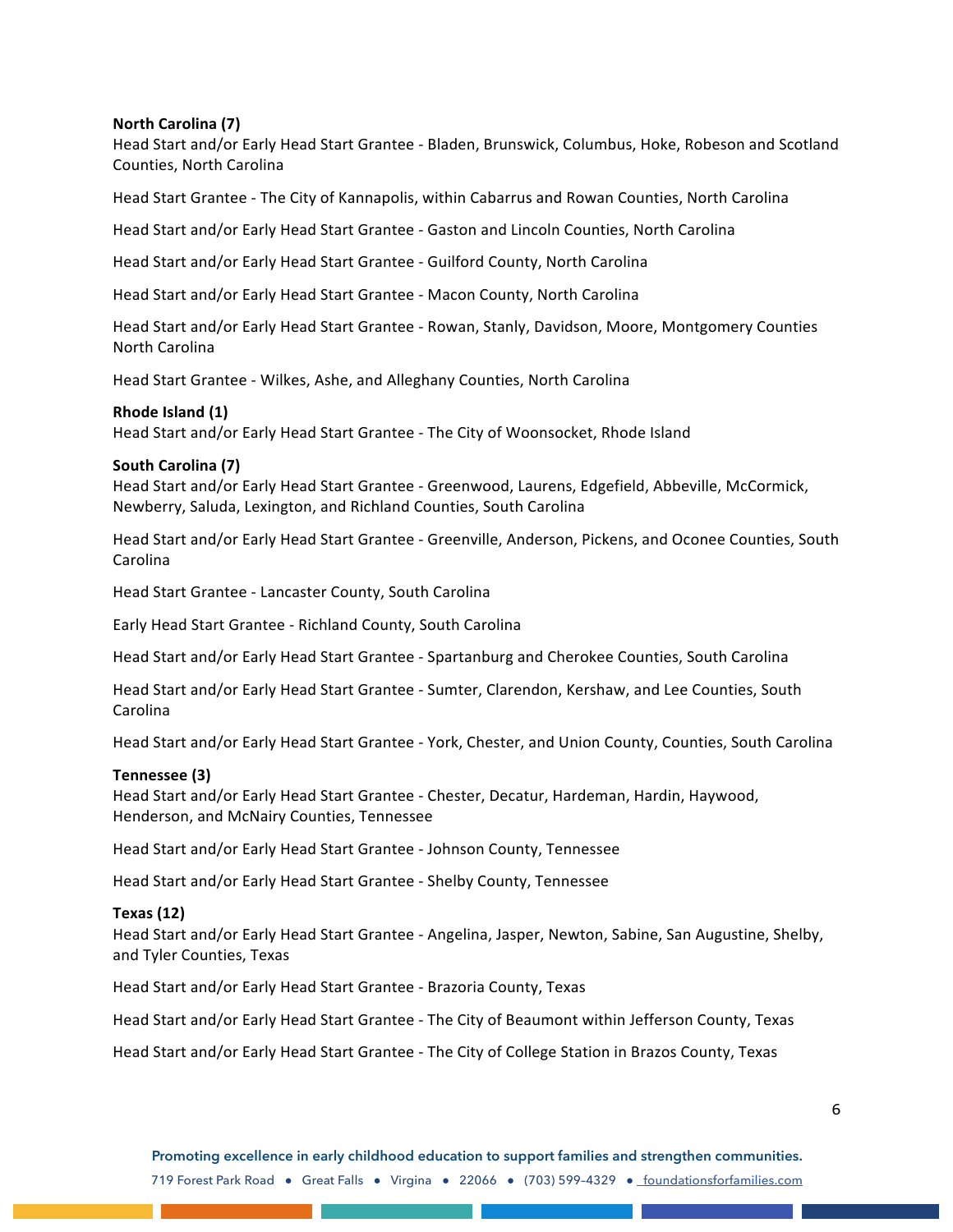**North Carolina (7)**

Head Start and/or Early Head Start Grantee - Bladen, Brunswick, Columbus, Hoke, Robeson and Scotland Counties, North Carolina

Head Start Grantee - The City of Kannapolis, within Cabarrus and Rowan Counties, North Carolina

Head Start and/or Early Head Start Grantee - Gaston and Lincoln Counties, North Carolina

Head Start and/or Early Head Start Grantee - Guilford County, North Carolina

Head Start and/or Early Head Start Grantee - Macon County, North Carolina

Head Start and/or Early Head Start Grantee - Rowan, Stanly, Davidson, Moore, Montgomery Counties North Carolina

Head Start Grantee - Wilkes, Ashe, and Alleghany Counties, North Carolina

**Rhode Island (1)**

Head Start and/or Early Head Start Grantee - The City of Woonsocket, Rhode Island

**South Carolina (7)**

Head Start and/or Early Head Start Grantee - Greenwood, Laurens, Edgefield, Abbeville, McCormick, Newberry, Saluda, Lexington, and Richland Counties, South Carolina

Head Start and/or Early Head Start Grantee - Greenville, Anderson, Pickens, and Oconee Counties, South Carolina

Head Start Grantee - Lancaster County, South Carolina

Early Head Start Grantee - Richland County, South Carolina

Head Start and/or Early Head Start Grantee - Spartanburg and Cherokee Counties, South Carolina

Head Start and/or Early Head Start Grantee - Sumter, Clarendon, Kershaw, and Lee Counties, South Carolina

Head Start and/or Early Head Start Grantee - York, Chester, and Union County, Counties, South Carolina

**Tennessee (3)**

Head Start and/or Early Head Start Grantee - Chester, Decatur, Hardeman, Hardin, Haywood, Henderson, and McNairy Counties, Tennessee

Head Start and/or Early Head Start Grantee - Johnson County, Tennessee

Head Start and/or Early Head Start Grantee - Shelby County, Tennessee

**Texas (12)**

Head Start and/or Early Head Start Grantee - Angelina, Jasper, Newton, Sabine, San Augustine, Shelby, and Tyler Counties, Texas

Head Start and/or Early Head Start Grantee - Brazoria County, Texas

Head Start and/or Early Head Start Grantee - The City of Beaumont within Jefferson County, Texas

Head Start and/or Early Head Start Grantee - The City of College Station in Brazos County, Texas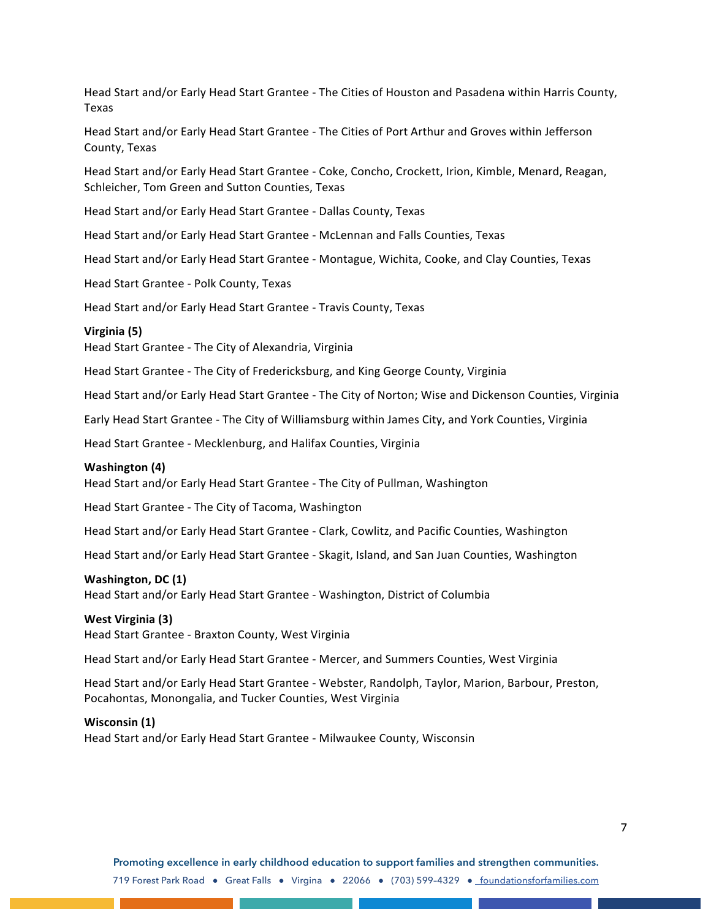Head Start and/or Early Head Start Grantee - The Cities of Houston and Pasadena within Harris County, Texas

Head Start and/or Early Head Start Grantee - The Cities of Port Arthur and Groves within Jefferson County, Texas

Head Start and/or Early Head Start Grantee - Coke, Concho, Crockett, Irion, Kimble, Menard, Reagan, Schleicher, Tom Green and Sutton Counties, Texas

Head Start and/or Early Head Start Grantee - Dallas County, Texas

Head Start and/or Early Head Start Grantee - McLennan and Falls Counties, Texas

Head Start and/or Early Head Start Grantee - Montague, Wichita, Cooke, and Clay Counties, Texas

Head Start Grantee - Polk County, Texas

Head Start and/or Early Head Start Grantee - Travis County, Texas

**Virginia (5)**
Head Start Grantee - The City of Alexandria, Virginia

Head Start Grantee - The City of Fredericksburg, and King George County, Virginia

Head Start and/or Early Head Start Grantee - The City of Norton; Wise and Dickenson Counties, Virginia

Early Head Start Grantee - The City of Williamsburg within James City, and York Counties, Virginia

Head Start Grantee - Mecklenburg, and Halifax Counties, Virginia

**Washington (4)**
Head Start and/or Early Head Start Grantee - The City of Pullman, Washington

Head Start Grantee - The City of Tacoma, Washington

Head Start and/or Early Head Start Grantee - Clark, Cowlitz, and Pacific Counties, Washington

Head Start and/or Early Head Start Grantee - Skagit, Island, and San Juan Counties, Washington

**Washington, DC (1)**
Head Start and/or Early Head Start Grantee - Washington, District of Columbia

**West Virginia (3)**
Head Start Grantee - Braxton County, West Virginia

Head Start and/or Early Head Start Grantee - Mercer, and Summers Counties, West Virginia

Head Start and/or Early Head Start Grantee - Webster, Randolph, Taylor, Marion, Barbour, Preston, Pocahontas, Monongalia, and Tucker Counties, West Virginia

**Wisconsin (1)**
Head Start and/or Early Head Start Grantee - Milwaukee County, Wisconsin